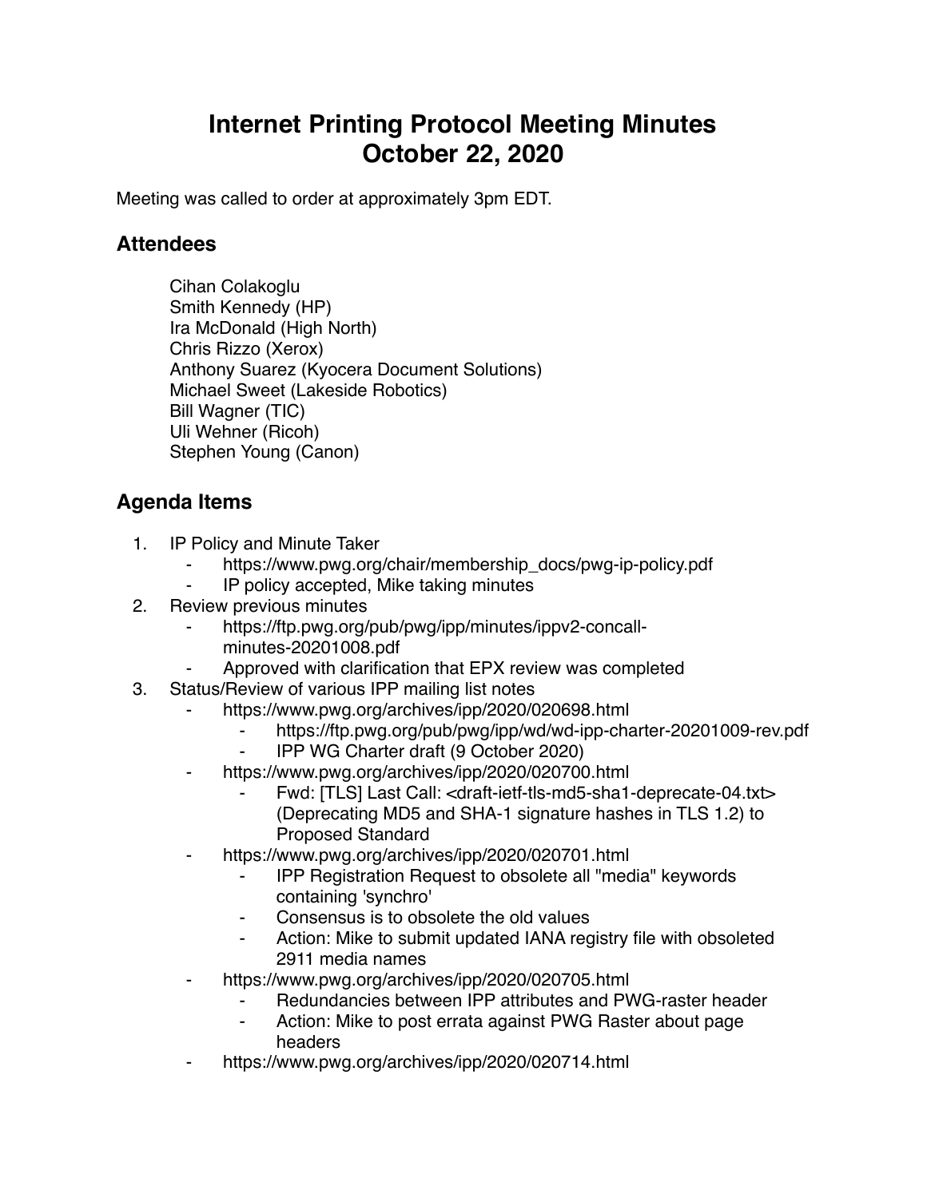# Internet Printing Protocol Meeting Minutes
# October 22, 2020

Meeting was called to order at approximately 3pm EDT.

## Attendees

Cihan Colakoglu
Smith Kennedy (HP)
Ira McDonald (High North)
Chris Rizzo (Xerox)
Anthony Suarez (Kyocera Document Solutions)
Michael Sweet (Lakeside Robotics)
Bill Wagner (TIC)
Uli Wehner (Ricoh)
Stephen Young (Canon)

## Agenda Items

1. IP Policy and Minute Taker
    - https://www.pwg.org/chair/membership_docs/pwg-ip-policy.pdf
    - IP policy accepted, Mike taking minutes
2. Review previous minutes
    - https://ftp.pwg.org/pub/pwg/ipp/minutes/ippv2-concall-minutes-20201008.pdf
    - Approved with clarification that EPX review was completed
3. Status/Review of various IPP mailing list notes
    - https://www.pwg.org/archives/ipp/2020/020698.html
        - https://ftp.pwg.org/pub/pwg/ipp/wd/wd-ipp-charter-20201009-rev.pdf
        - IPP WG Charter draft (9 October 2020)
    - https://www.pwg.org/archives/ipp/2020/020700.html
        - Fwd: [TLS] Last Call: <draft-ietf-tls-md5-sha1-deprecate-04.txt> (Deprecating MD5 and SHA-1 signature hashes in TLS 1.2) to Proposed Standard
    - https://www.pwg.org/archives/ipp/2020/020701.html
        - IPP Registration Request to obsolete all "media" keywords containing 'synchro'
        - Consensus is to obsolete the old values
        - Action: Mike to submit updated IANA registry file with obsoleted 2911 media names
    - https://www.pwg.org/archives/ipp/2020/020705.html
        - Redundancies between IPP attributes and PWG-raster header
        - Action: Mike to post errata against PWG Raster about page headers
    - https://www.pwg.org/archives/ipp/2020/020714.html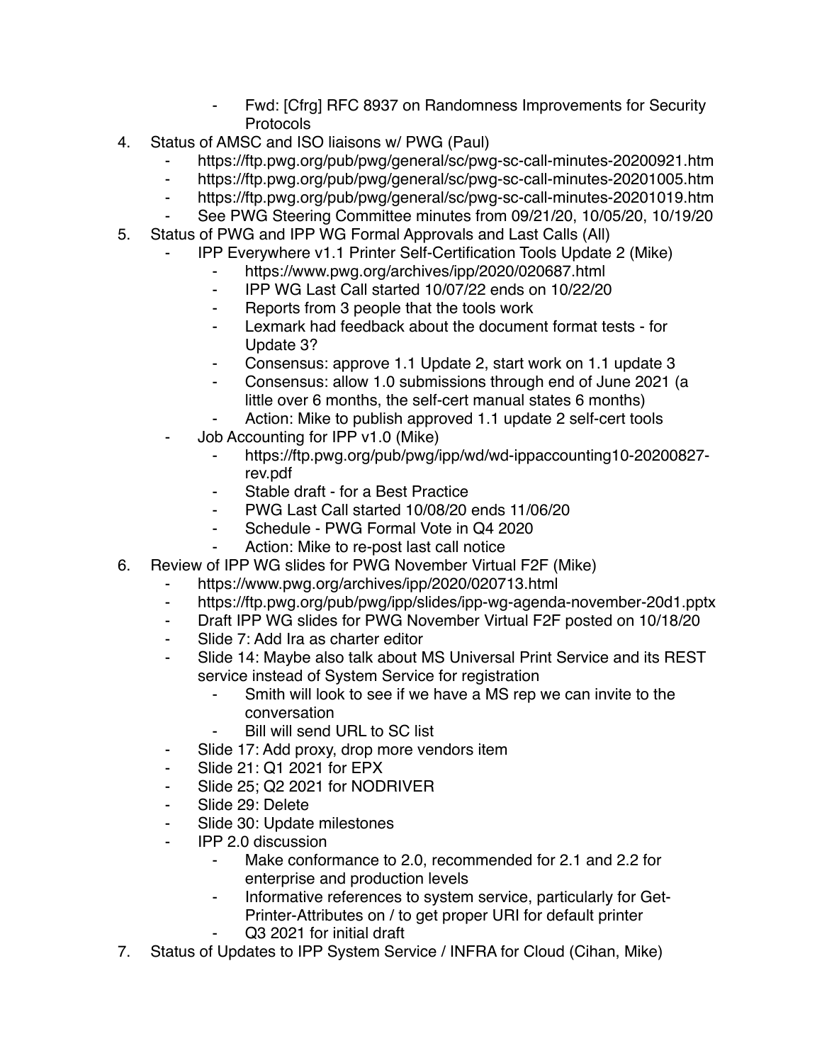- Fwd: [Cfrg] RFC 8937 on Randomness Improvements for Security Protocols

4. Status of AMSC and ISO liaisons w/ PWG (Paul)
    - https://ftp.pwg.org/pub/pwg/general/sc/pwg-sc-call-minutes-20200921.htm
    - https://ftp.pwg.org/pub/pwg/general/sc/pwg-sc-call-minutes-20201005.htm
    - https://ftp.pwg.org/pub/pwg/general/sc/pwg-sc-call-minutes-20201019.htm
    - See PWG Steering Committee minutes from 09/21/20, 10/05/20, 10/19/20
5. Status of PWG and IPP WG Formal Approvals and Last Calls (All)
    - IPP Everywhere v1.1 Printer Self-Certification Tools Update 2 (Mike)
        - https://www.pwg.org/archives/ipp/2020/020687.html
        - IPP WG Last Call started 10/07/22 ends on 10/22/20
        - Reports from 3 people that the tools work
        - Lexmark had feedback about the document format tests - for Update 3?
        - Consensus: approve 1.1 Update 2, start work on 1.1 update 3
        - Consensus: allow 1.0 submissions through end of June 2021 (a little over 6 months, the self-cert manual states 6 months)
        - Action: Mike to publish approved 1.1 update 2 self-cert tools
    - Job Accounting for IPP v1.0 (Mike)
        - https://ftp.pwg.org/pub/pwg/ipp/wd/wd-ippaccounting10-20200827-rev.pdf
        - Stable draft - for a Best Practice
        - PWG Last Call started 10/08/20 ends 11/06/20
        - Schedule - PWG Formal Vote in Q4 2020
        - Action: Mike to re-post last call notice
6. Review of IPP WG slides for PWG November Virtual F2F (Mike)
    - https://www.pwg.org/archives/ipp/2020/020713.html
    - https://ftp.pwg.org/pub/pwg/ipp/slides/ipp-wg-agenda-november-20d1.pptx
    - Draft IPP WG slides for PWG November Virtual F2F posted on 10/18/20
    - Slide 7: Add Ira as charter editor
    - Slide 14: Maybe also talk about MS Universal Print Service and its REST service instead of System Service for registration
        - Smith will look to see if we have a MS rep we can invite to the conversation
        - Bill will send URL to SC list
    - Slide 17: Add proxy, drop more vendors item
    - Slide 21: Q1 2021 for EPX
    - Slide 25; Q2 2021 for NODRIVER
    - Slide 29: Delete
    - Slide 30: Update milestones
    - IPP 2.0 discussion
        - Make conformance to 2.0, recommended for 2.1 and 2.2 for enterprise and production levels
        - Informative references to system service, particularly for Get-Printer-Attributes on / to get proper URI for default printer
        - Q3 2021 for initial draft
7. Status of Updates to IPP System Service / INFRA for Cloud (Cihan, Mike)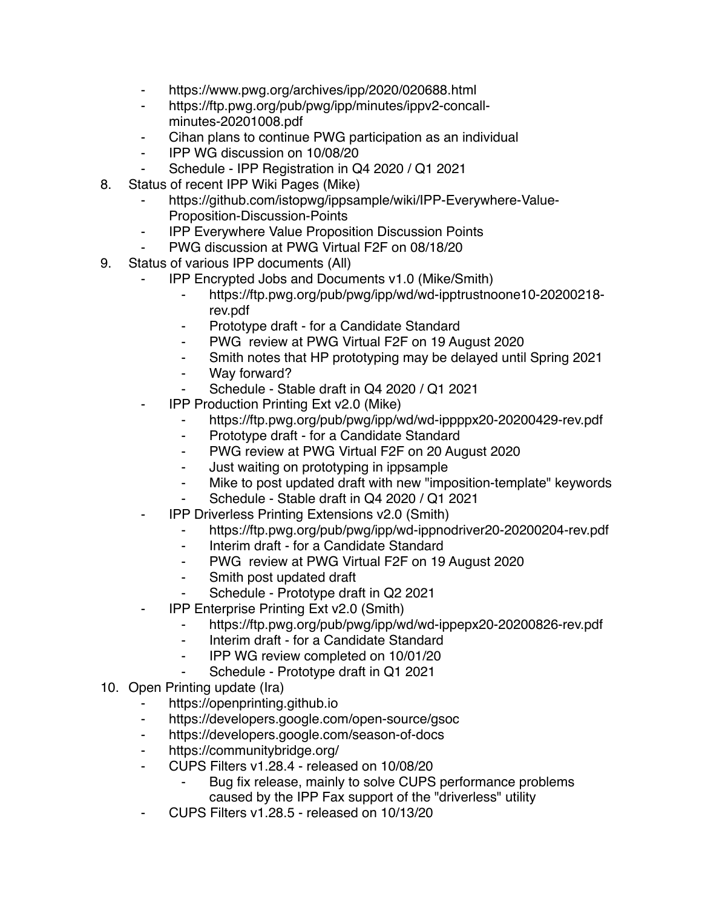- https://www.pwg.org/archives/ipp/2020/020688.html
    - https://ftp.pwg.org/pub/pwg/ipp/minutes/ippv2-concall-minutes-20201008.pdf
    - Cihan plans to continue PWG participation as an individual
    - IPP WG discussion on 10/08/20
    - Schedule - IPP Registration in Q4 2020 / Q1 2021
8. Status of recent IPP Wiki Pages (Mike)
    - https://github.com/istopwg/ippsample/wiki/IPP-Everywhere-Value-Proposition-Discussion-Points
    - IPP Everywhere Value Proposition Discussion Points
    - PWG discussion at PWG Virtual F2F on 08/18/20
9. Status of various IPP documents (All)
    - IPP Encrypted Jobs and Documents v1.0 (Mike/Smith)
        - https://ftp.pwg.org/pub/pwg/ipp/wd/wd-ipptrustnoone10-20200218-rev.pdf
        - Prototype draft - for a Candidate Standard
        - PWG review at PWG Virtual F2F on 19 August 2020
        - Smith notes that HP prototyping may be delayed until Spring 2021
        - Way forward?
        - Schedule - Stable draft in Q4 2020 / Q1 2021
    - IPP Production Printing Ext v2.0 (Mike)
        - https://ftp.pwg.org/pub/pwg/ipp/wd/wd-ippppx20-20200429-rev.pdf
        - Prototype draft - for a Candidate Standard
        - PWG review at PWG Virtual F2F on 20 August 2020
        - Just waiting on prototyping in ippsample
        - Mike to post updated draft with new "imposition-template" keywords
        - Schedule - Stable draft in Q4 2020 / Q1 2021
    - IPP Driverless Printing Extensions v2.0 (Smith)
        - https://ftp.pwg.org/pub/pwg/ipp/wd-ippnodriver20-20200204-rev.pdf
        - Interim draft - for a Candidate Standard
        - PWG review at PWG Virtual F2F on 19 August 2020
        - Smith post updated draft
        - Schedule - Prototype draft in Q2 2021
    - IPP Enterprise Printing Ext v2.0 (Smith)
        - https://ftp.pwg.org/pub/pwg/ipp/wd/wd-ippepx20-20200826-rev.pdf
        - Interim draft - for a Candidate Standard
        - IPP WG review completed on 10/01/20
        - Schedule - Prototype draft in Q1 2021
10. Open Printing update (Ira)
    - https://openprinting.github.io
    - https://developers.google.com/open-source/gsoc
    - https://developers.google.com/season-of-docs
    - https://communitybridge.org/
    - CUPS Filters v1.28.4 - released on 10/08/20
        - Bug fix release, mainly to solve CUPS performance problems caused by the IPP Fax support of the "driverless" utility
    - CUPS Filters v1.28.5 - released on 10/13/20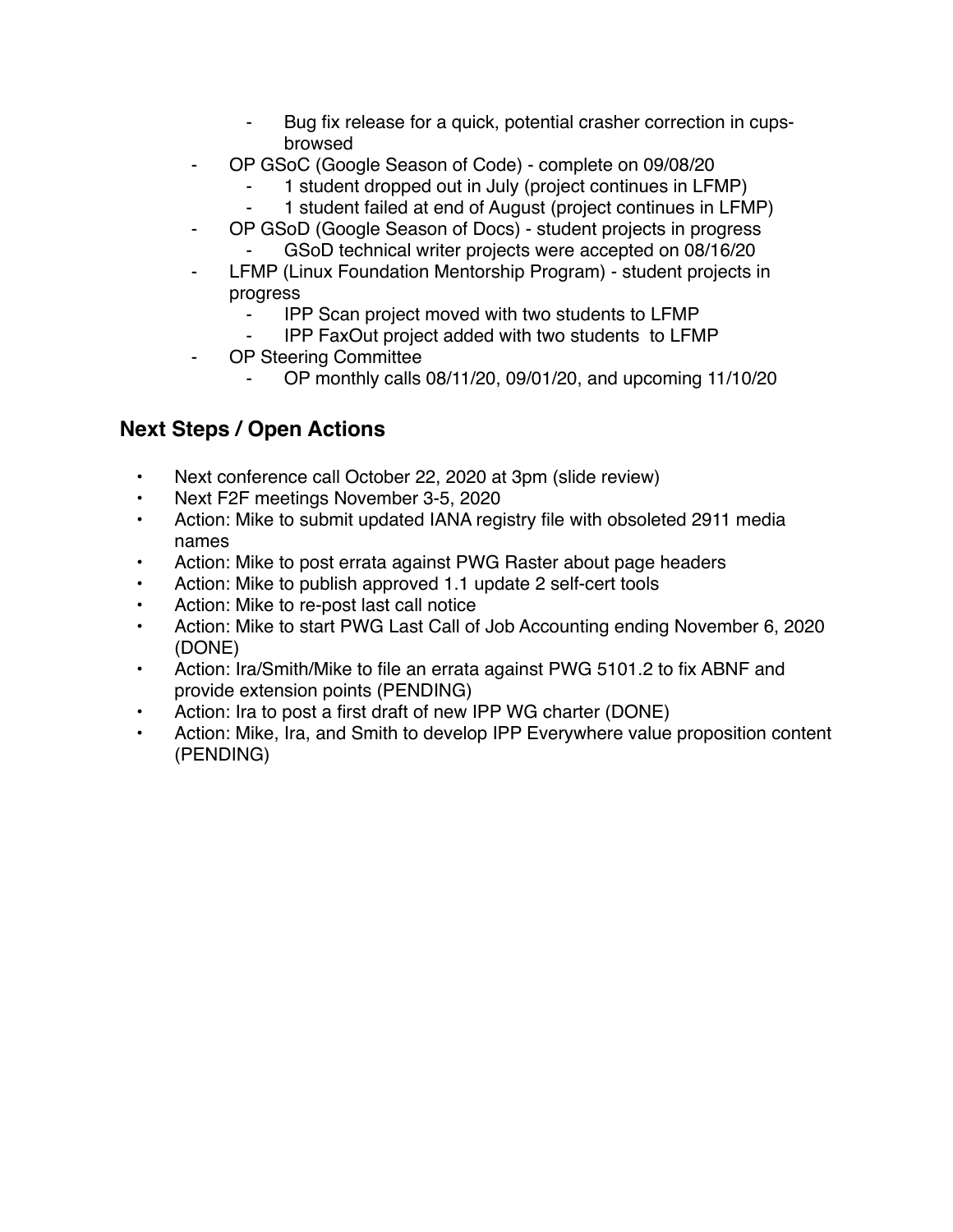- Bug fix release for a quick, potential crasher correction in cups-browsed
    - OP GSoC (Google Season of Code) - complete on 09/08/20
        - 1 student dropped out in July (project continues in LFMP)
        - 1 student failed at end of August (project continues in LFMP)
    - OP GSoD (Google Season of Docs) - student projects in progress
        - GSoD technical writer projects were accepted on 08/16/20
    - LFMP (Linux Foundation Mentorship Program) - student projects in progress
        - IPP Scan project moved with two students to LFMP
        - IPP FaxOut project added with two students  to LFMP
    - OP Steering Committee
        - OP monthly calls 08/11/20, 09/01/20, and upcoming 11/10/20

## Next Steps / Open Actions

- Next conference call October 22, 2020 at 3pm (slide review)
- Next F2F meetings November 3-5, 2020
- Action: Mike to submit updated IANA registry file with obsoleted 2911 media names
- Action: Mike to post errata against PWG Raster about page headers
- Action: Mike to publish approved 1.1 update 2 self-cert tools
- Action: Mike to re-post last call notice
- Action: Mike to start PWG Last Call of Job Accounting ending November 6, 2020 (DONE)
- Action: Ira/Smith/Mike to file an errata against PWG 5101.2 to fix ABNF and provide extension points (PENDING)
- Action: Ira to post a first draft of new IPP WG charter (DONE)
- Action: Mike, Ira, and Smith to develop IPP Everywhere value proposition content (PENDING)